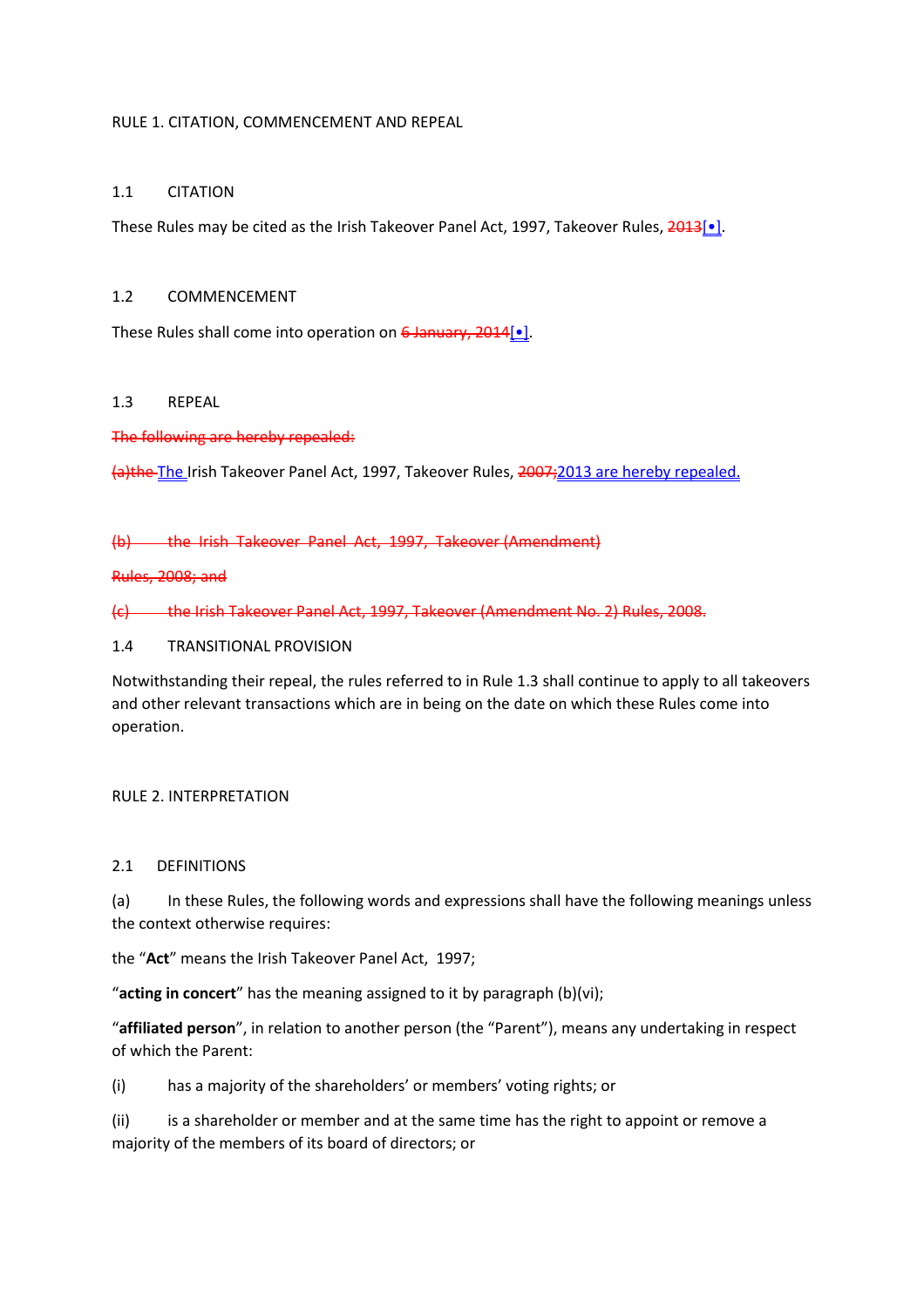RULE 1. CITATION, COMMENCEMENT AND REPEAL

1.1 CITATION

These Rules may be cited as the Irish Takeover Panel Act, 1997, Takeover Rules, ~~2013~~[•].

1.2 COMMENCEMENT

These Rules shall come into operation on ~~6 January, 2014~~[•].

1.3 REPEAL

~~The following are hereby repealed:~~

~~(a)the~~ The Irish Takeover Panel Act, 1997, Takeover Rules, ~~2007;~~2013 are hereby repealed.

~~(b) the Irish Takeover Panel Act, 1997, Takeover (Amendment) Rules, 2008; and~~

~~(c) the Irish Takeover Panel Act, 1997, Takeover (Amendment No. 2) Rules, 2008.~~

1.4 TRANSITIONAL PROVISION

Notwithstanding their repeal, the rules referred to in Rule 1.3 shall continue to apply to all takeovers and other relevant transactions which are in being on the date on which these Rules come into operation.

RULE 2. INTERPRETATION

2.1 DEFINITIONS

(a) In these Rules, the following words and expressions shall have the following meanings unless the context otherwise requires:

the "**Act**" means the Irish Takeover Panel Act, 1997;

"**acting in concert**" has the meaning assigned to it by paragraph (b)(vi);

"**affiliated person**", in relation to another person (the "Parent"), means any undertaking in respect of which the Parent:

(i) has a majority of the shareholders' or members' voting rights; or

(ii) is a shareholder or member and at the same time has the right to appoint or remove a majority of the members of its board of directors; or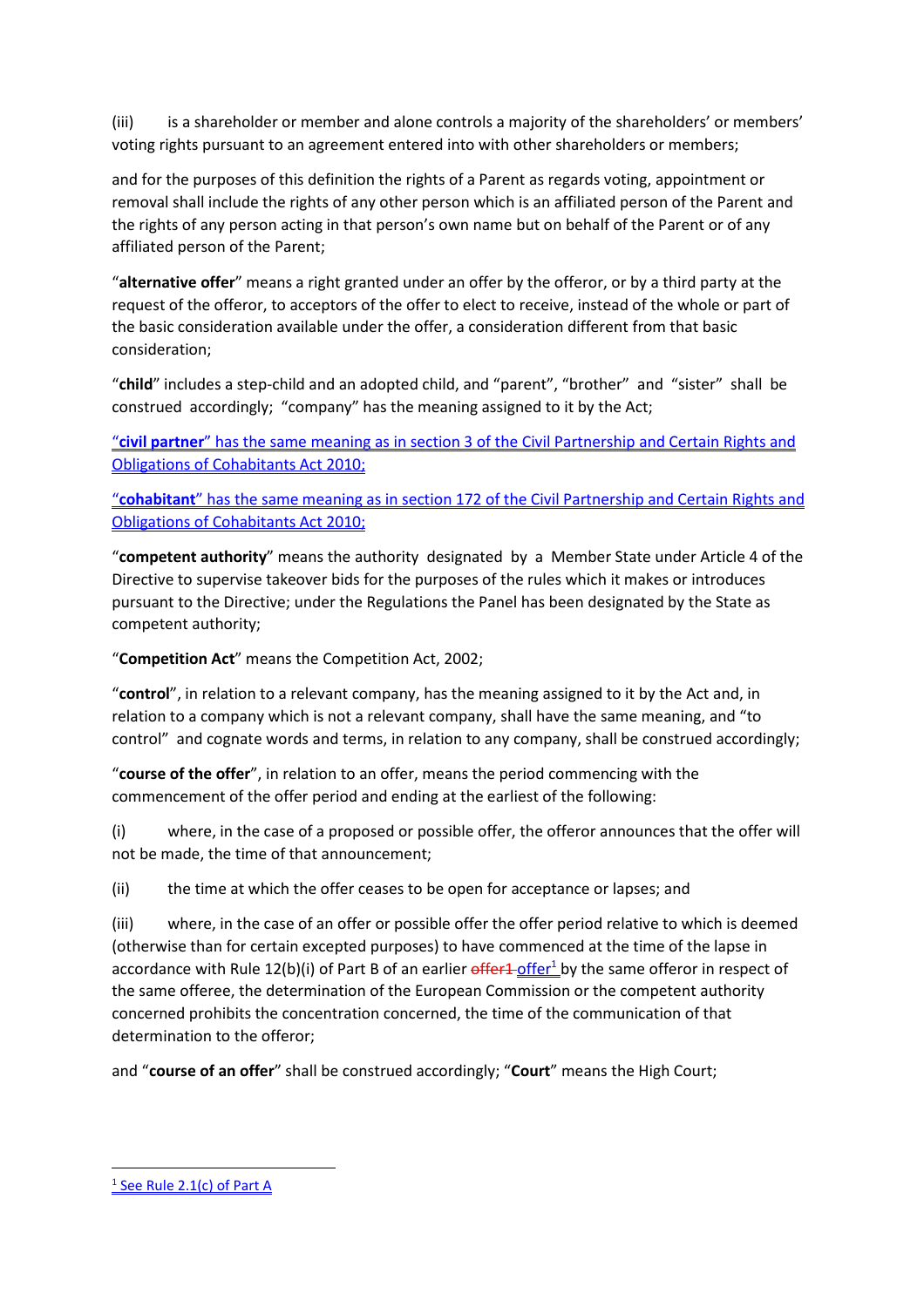(iii) is a shareholder or member and alone controls a majority of the shareholders' or members' voting rights pursuant to an agreement entered into with other shareholders or members;

and for the purposes of this definition the rights of a Parent as regards voting, appointment or removal shall include the rights of any other person which is an affiliated person of the Parent and the rights of any person acting in that person's own name but on behalf of the Parent or of any affiliated person of the Parent;

"**alternative offer**" means a right granted under an offer by the offeror, or by a third party at the request of the offeror, to acceptors of the offer to elect to receive, instead of the whole or part of the basic consideration available under the offer, a consideration different from that basic consideration;

"**child**" includes a step-child and an adopted child, and "parent", "brother" and "sister" shall be construed accordingly; "company" has the meaning assigned to it by the Act;

"**civil partner**" has the same meaning as in section 3 of the Civil Partnership and Certain Rights and Obligations of Cohabitants Act 2010;

"**cohabitant**" has the same meaning as in section 172 of the Civil Partnership and Certain Rights and Obligations of Cohabitants Act 2010;

"**competent authority**" means the authority designated by a Member State under Article 4 of the Directive to supervise takeover bids for the purposes of the rules which it makes or introduces pursuant to the Directive; under the Regulations the Panel has been designated by the State as competent authority;

"**Competition Act**" means the Competition Act, 2002;

"**control**", in relation to a relevant company, has the meaning assigned to it by the Act and, in relation to a company which is not a relevant company, shall have the same meaning, and "to control" and cognate words and terms, in relation to any company, shall be construed accordingly;

"**course of the offer**", in relation to an offer, means the period commencing with the commencement of the offer period and ending at the earliest of the following:

(i) where, in the case of a proposed or possible offer, the offeror announces that the offer will not be made, the time of that announcement;

(ii) the time at which the offer ceases to be open for acceptance or lapses; and

(iii) where, in the case of an offer or possible offer the offer period relative to which is deemed (otherwise than for certain excepted purposes) to have commenced at the time of the lapse in accordance with Rule 12(b)(i) of Part B of an earlier ~~offer1~~ offer[1] by the same offeror in respect of the same offeree, the determination of the European Commission or the competent authority concerned prohibits the concentration concerned, the time of the communication of that determination to the offeror;

and "**course of an offer**" shall be construed accordingly; "**Court**" means the High Court;

[1] See Rule 2.1(c) of Part A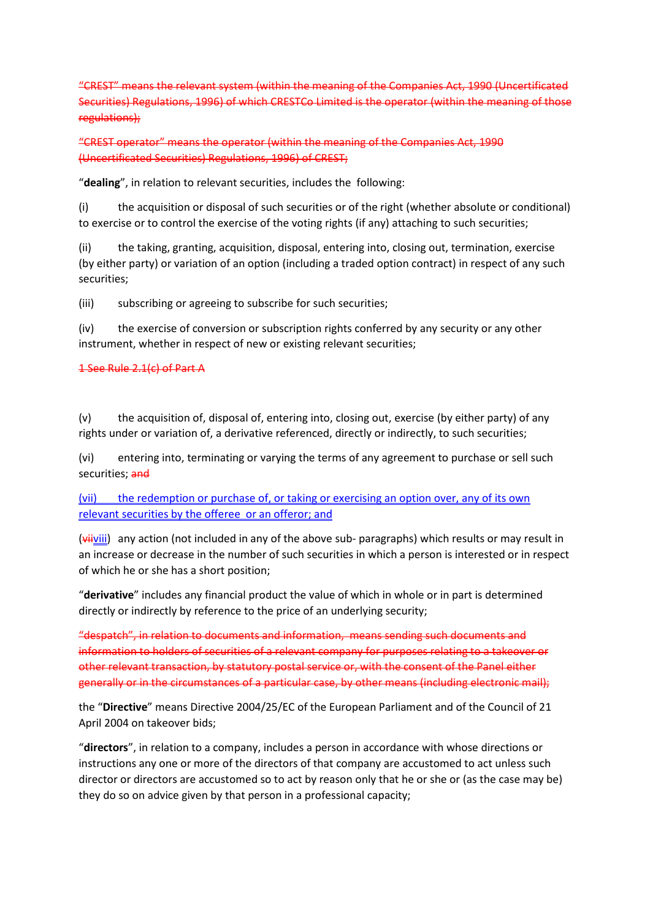~~"CREST" means the relevant system (within the meaning of the Companies Act, 1990 (Uncertificated Securities) Regulations, 1996) of which CRESTCo Limited is the operator (within the meaning of those regulations);~~

~~"CREST operator" means the operator (within the meaning of the Companies Act, 1990 (Uncertificated Securities) Regulations, 1996) of CREST;~~

"**dealing**", in relation to relevant securities, includes the following:

(i) the acquisition or disposal of such securities or of the right (whether absolute or conditional) to exercise or to control the exercise of the voting rights (if any) attaching to such securities;

(ii) the taking, granting, acquisition, disposal, entering into, closing out, termination, exercise (by either party) or variation of an option (including a traded option contract) in respect of any such securities;

(iii) subscribing or agreeing to subscribe for such securities;

(iv) the exercise of conversion or subscription rights conferred by any security or any other instrument, whether in respect of new or existing relevant securities;

~~1 See Rule 2.1(c) of Part A~~

(v) the acquisition of, disposal of, entering into, closing out, exercise (by either party) of any rights under or variation of, a derivative referenced, directly or indirectly, to such securities;

(vi) entering into, terminating or varying the terms of any agreement to purchase or sell such securities; ~~and~~

<u>(vii) the redemption or purchase of, or taking or exercising an option over, any of its own relevant securities by the offeree or an offeror; and</u>

(~~vii~~<u>viii</u>) any action (not included in any of the above sub- paragraphs) which results or may result in an increase or decrease in the number of such securities in which a person is interested or in respect of which he or she has a short position;

"**derivative**" includes any financial product the value of which in whole or in part is determined directly or indirectly by reference to the price of an underlying security;

~~"despatch", in relation to documents and information, means sending such documents and information to holders of securities of a relevant company for purposes relating to a takeover or other relevant transaction, by statutory postal service or, with the consent of the Panel either generally or in the circumstances of a particular case, by other means (including electronic mail);~~

the "**Directive**" means Directive 2004/25/EC of the European Parliament and of the Council of 21 April 2004 on takeover bids;

"**directors**", in relation to a company, includes a person in accordance with whose directions or instructions any one or more of the directors of that company are accustomed to act unless such director or directors are accustomed so to act by reason only that he or she or (as the case may be) they do so on advice given by that person in a professional capacity;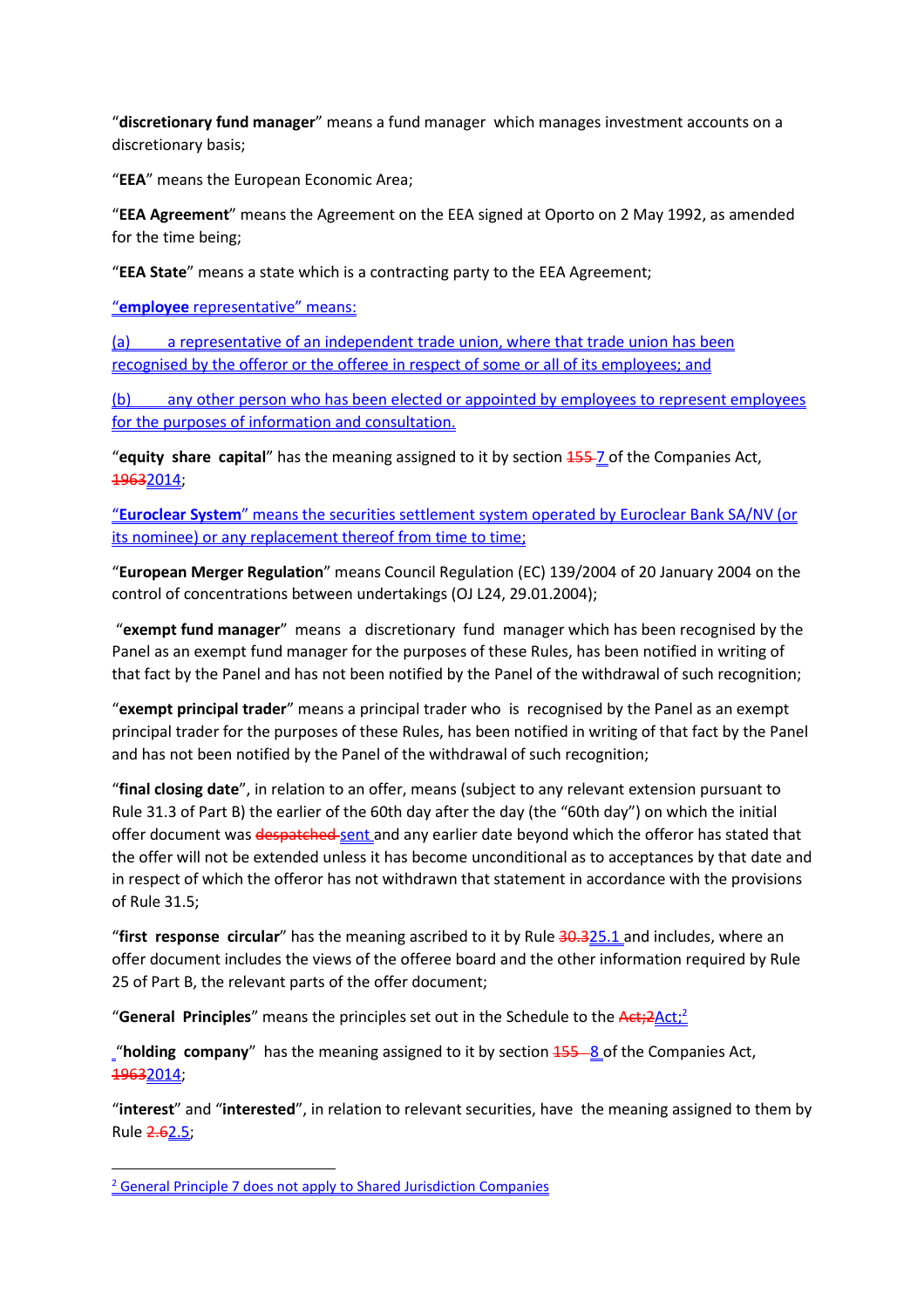"**discretionary fund manager**" means a fund manager which manages investment accounts on a discretionary basis;

"**EEA**" means the European Economic Area;

"**EEA Agreement**" means the Agreement on the EEA signed at Oporto on 2 May 1992, as amended for the time being;

"**EEA State**" means a state which is a contracting party to the EEA Agreement;

"**employee** representative" means:

(a) a representative of an independent trade union, where that trade union has been recognised by the offeror or the offeree in respect of some or all of its employees; and

(b) any other person who has been elected or appointed by employees to represent employees for the purposes of information and consultation.

"**equity share capital**" has the meaning assigned to it by section ~~155~~ 7 of the Companies Act, ~~1963~~2014;

"**Euroclear System**" means the securities settlement system operated by Euroclear Bank SA/NV (or its nominee) or any replacement thereof from time to time;

"**European Merger Regulation**" means Council Regulation (EC) 139/2004 of 20 January 2004 on the control of concentrations between undertakings (OJ L24, 29.01.2004);

"**exempt fund manager**" means a discretionary fund manager which has been recognised by the Panel as an exempt fund manager for the purposes of these Rules, has been notified in writing of that fact by the Panel and has not been notified by the Panel of the withdrawal of such recognition;

"**exempt principal trader**" means a principal trader who is recognised by the Panel as an exempt principal trader for the purposes of these Rules, has been notified in writing of that fact by the Panel and has not been notified by the Panel of the withdrawal of such recognition;

"**final closing date**", in relation to an offer, means (subject to any relevant extension pursuant to Rule 31.3 of Part B) the earlier of the 60th day after the day (the "60th day") on which the initial offer document was ~~despatched~~ sent and any earlier date beyond which the offeror has stated that the offer will not be extended unless it has become unconditional as to acceptances by that date and in respect of which the offeror has not withdrawn that statement in accordance with the provisions of Rule 31.5;

"**first response circular**" has the meaning ascribed to it by Rule ~~30.3~~25.1 and includes, where an offer document includes the views of the offeree board and the other information required by Rule 25 of Part B, the relevant parts of the offer document;

"**General Principles**" means the principles set out in the Schedule to the ~~Act;2~~Act;[2]

"**holding company**" has the meaning assigned to it by section ~~155~~ 8 of the Companies Act, ~~1963~~2014;

"**interest**" and "**interested**", in relation to relevant securities, have the meaning assigned to them by Rule ~~2.6~~2.5;

[2] General Principle 7 does not apply to Shared Jurisdiction Companies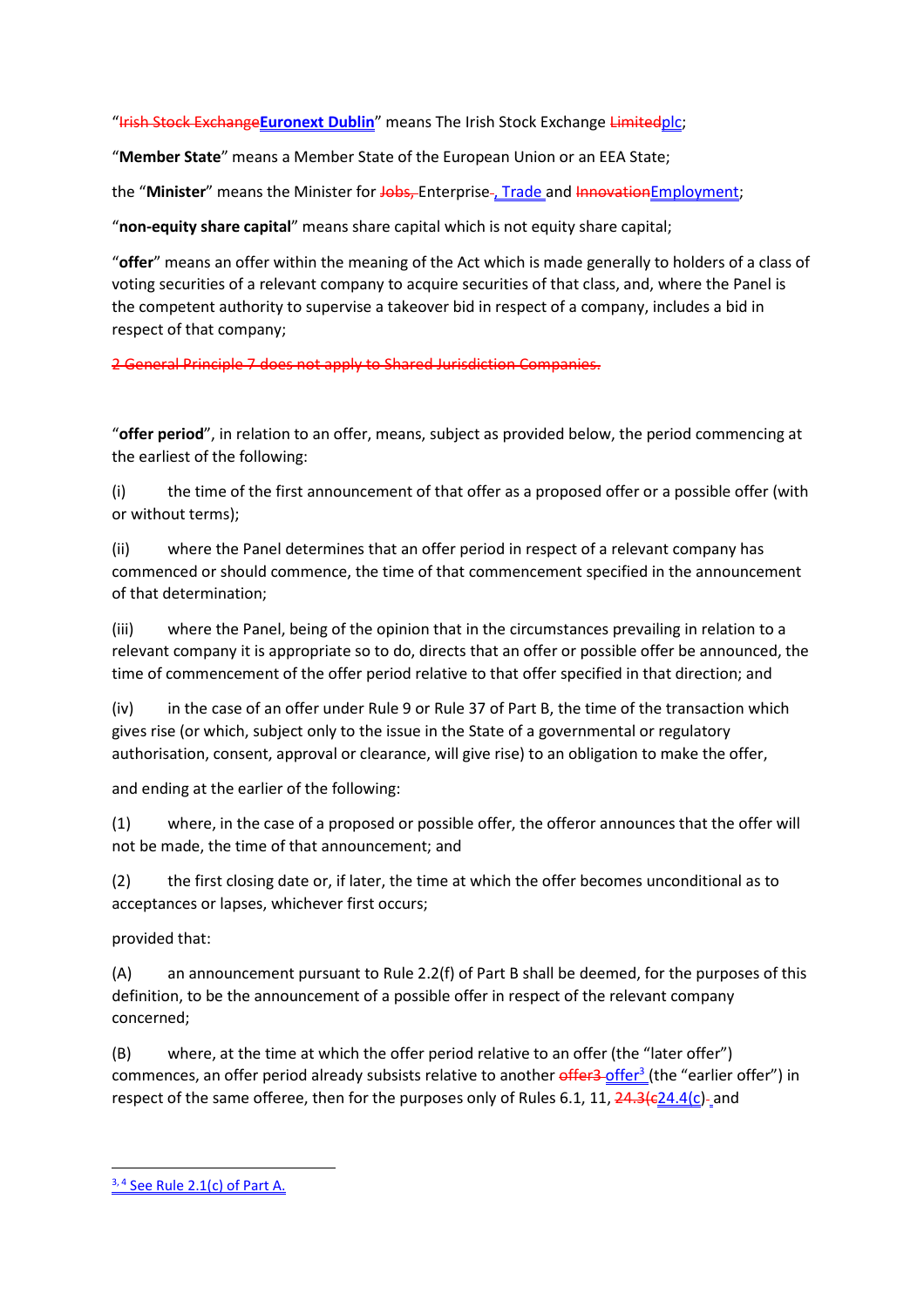"~~Irish Stock Exchange~~**Euronext Dublin**" means The Irish Stock Exchange ~~Limited~~plc;

"**Member State**" means a Member State of the European Union or an EEA State;

the "**Minister**" means the Minister for ~~Jobs,~~ Enterprise~~,~~, Trade and ~~Innovation~~Employment;

"**non-equity share capital**" means share capital which is not equity share capital;

"**offer**" means an offer within the meaning of the Act which is made generally to holders of a class of voting securities of a relevant company to acquire securities of that class, and, where the Panel is the competent authority to supervise a takeover bid in respect of a company, includes a bid in respect of that company;

~~2 General Principle 7 does not apply to Shared Jurisdiction Companies.~~

"**offer period**", in relation to an offer, means, subject as provided below, the period commencing at the earliest of the following:

(i) the time of the first announcement of that offer as a proposed offer or a possible offer (with or without terms);

(ii) where the Panel determines that an offer period in respect of a relevant company has commenced or should commence, the time of that commencement specified in the announcement of that determination;

(iii) where the Panel, being of the opinion that in the circumstances prevailing in relation to a relevant company it is appropriate so to do, directs that an offer or possible offer be announced, the time of commencement of the offer period relative to that offer specified in that direction; and

(iv) in the case of an offer under Rule 9 or Rule 37 of Part B, the time of the transaction which gives rise (or which, subject only to the issue in the State of a governmental or regulatory authorisation, consent, approval or clearance, will give rise) to an obligation to make the offer,

and ending at the earlier of the following:

(1) where, in the case of a proposed or possible offer, the offeror announces that the offer will not be made, the time of that announcement; and

(2) the first closing date or, if later, the time at which the offer becomes unconditional as to acceptances or lapses, whichever first occurs;

provided that:

(A) an announcement pursuant to Rule 2.2(f) of Part B shall be deemed, for the purposes of this definition, to be the announcement of a possible offer in respect of the relevant company concerned;

(B) where, at the time at which the offer period relative to an offer (the "later offer") commences, an offer period already subsists relative to another ~~offer3~~ offer[3] (the "earlier offer") in respect of the same offeree, then for the purposes only of Rules 6.1, 11, ~~24.3(c~~24.4(c)~~-~~ and

[3, 4] See Rule 2.1(c) of Part A.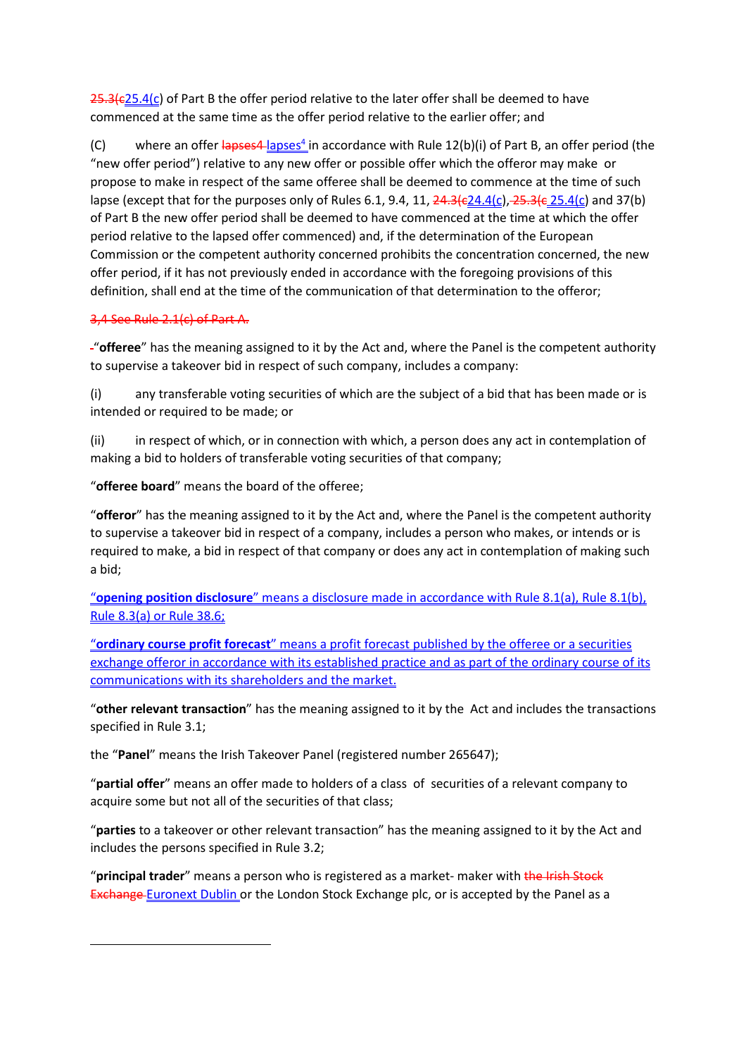25.3(c25.4(c) of Part B the offer period relative to the later offer shall be deemed to have commenced at the same time as the offer period relative to the earlier offer; and

(C) where an offer lapses4 lapses[4] in accordance with Rule 12(b)(i) of Part B, an offer period (the "new offer period") relative to any new offer or possible offer which the offeror may make or propose to make in respect of the same offeree shall be deemed to commence at the time of such lapse (except that for the purposes only of Rules 6.1, 9.4, 11, 24.3(c24.4(c), 25.3(c 25.4(c) and 37(b) of Part B the new offer period shall be deemed to have commenced at the time at which the offer period relative to the lapsed offer commenced) and, if the determination of the European Commission or the competent authority concerned prohibits the concentration concerned, the new offer period, if it has not previously ended in accordance with the foregoing provisions of this definition, shall end at the time of the communication of that determination to the offeror;

3,4 See Rule 2.1(c) of Part A.

-"**offeree**" has the meaning assigned to it by the Act and, where the Panel is the competent authority to supervise a takeover bid in respect of such company, includes a company:

(i) any transferable voting securities of which are the subject of a bid that has been made or is intended or required to be made; or

(ii) in respect of which, or in connection with which, a person does any act in contemplation of making a bid to holders of transferable voting securities of that company;

"**offeree board**" means the board of the offeree;

"**offeror**" has the meaning assigned to it by the Act and, where the Panel is the competent authority to supervise a takeover bid in respect of a company, includes a person who makes, or intends or is required to make, a bid in respect of that company or does any act in contemplation of making such a bid;

"**opening position disclosure**" means a disclosure made in accordance with Rule 8.1(a), Rule 8.1(b), Rule 8.3(a) or Rule 38.6;

"**ordinary course profit forecast**" means a profit forecast published by the offeree or a securities exchange offeror in accordance with its established practice and as part of the ordinary course of its communications with its shareholders and the market.

"**other relevant transaction**" has the meaning assigned to it by the Act and includes the transactions specified in Rule 3.1;

the "**Panel**" means the Irish Takeover Panel (registered number 265647);

"**partial offer**" means an offer made to holders of a class of securities of a relevant company to acquire some but not all of the securities of that class;

"**parties** to a takeover or other relevant transaction" has the meaning assigned to it by the Act and includes the persons specified in Rule 3.2;

"**principal trader**" means a person who is registered as a market- maker with the Irish Stock Exchange Euronext Dublin or the London Stock Exchange plc, or is accepted by the Panel as a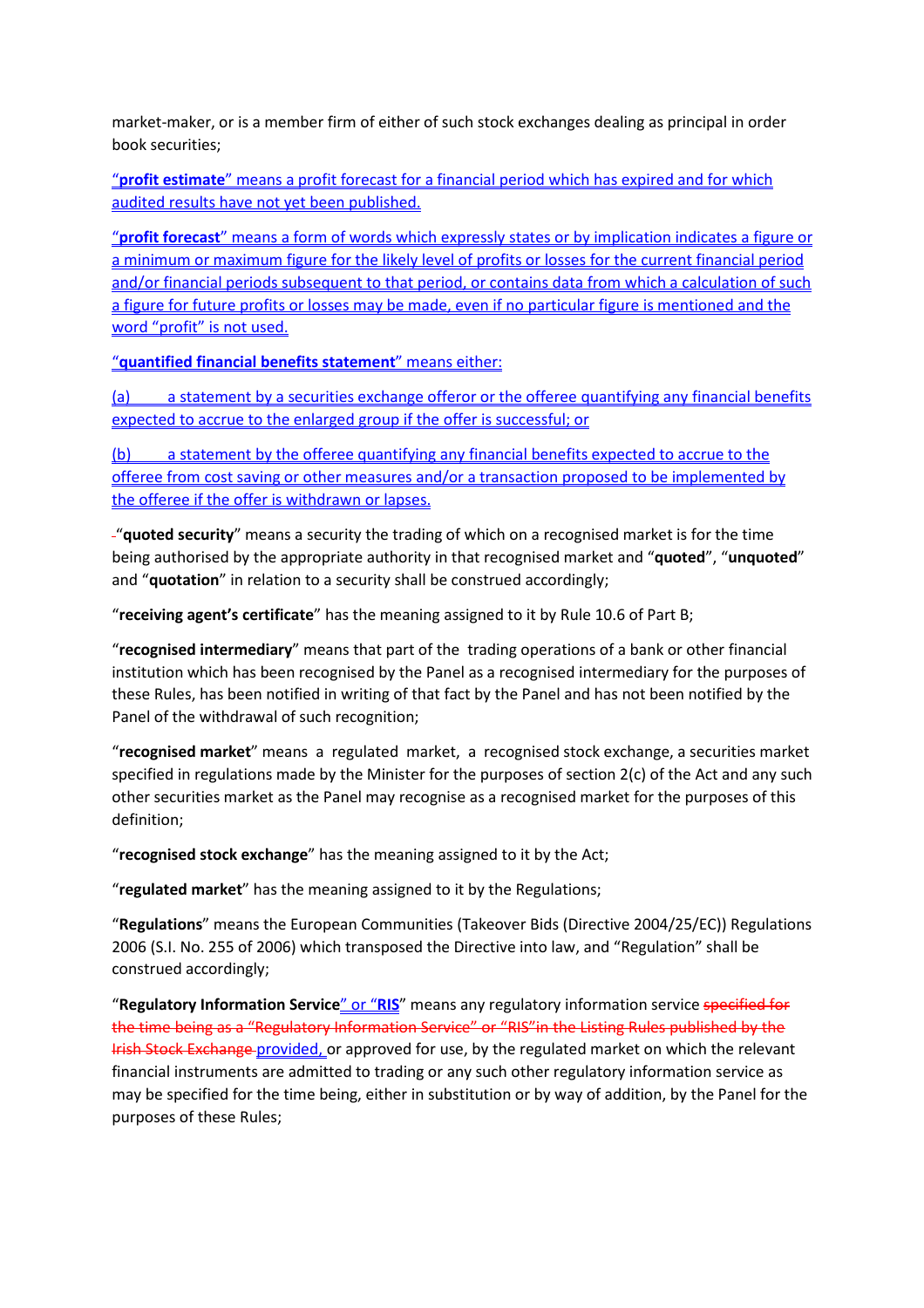market-maker, or is a member firm of either of such stock exchanges dealing as principal in order book securities;

“**profit estimate**” means a profit forecast for a financial period which has expired and for which audited results have not yet been published.

“**profit forecast**” means a form of words which expressly states or by implication indicates a figure or a minimum or maximum figure for the likely level of profits or losses for the current financial period and/or financial periods subsequent to that period, or contains data from which a calculation of such a figure for future profits or losses may be made, even if no particular figure is mentioned and the word “profit” is not used.

“**quantified financial benefits statement**” means either:

(a) a statement by a securities exchange offeror or the offeree quantifying any financial benefits expected to accrue to the enlarged group if the offer is successful; or

(b) a statement by the offeree quantifying any financial benefits expected to accrue to the offeree from cost saving or other measures and/or a transaction proposed to be implemented by the offeree if the offer is withdrawn or lapses.

“**quoted security**” means a security the trading of which on a recognised market is for the time being authorised by the appropriate authority in that recognised market and “**quoted**”, “**unquoted**” and “**quotation**” in relation to a security shall be construed accordingly;

“**receiving agent’s certificate**” has the meaning assigned to it by Rule 10.6 of Part B;

“**recognised intermediary**” means that part of the trading operations of a bank or other financial institution which has been recognised by the Panel as a recognised intermediary for the purposes of these Rules, has been notified in writing of that fact by the Panel and has not been notified by the Panel of the withdrawal of such recognition;

“**recognised market**” means a regulated market, a recognised stock exchange, a securities market specified in regulations made by the Minister for the purposes of section 2(c) of the Act and any such other securities market as the Panel may recognise as a recognised market for the purposes of this definition;

“**recognised stock exchange**” has the meaning assigned to it by the Act;

“**regulated market**” has the meaning assigned to it by the Regulations;

“**Regulations**” means the European Communities (Takeover Bids (Directive 2004/25/EC)) Regulations 2006 (S.I. No. 255 of 2006) which transposed the Directive into law, and “Regulation” shall be construed accordingly;

“**Regulatory Information Service**” or “**RIS**” means any regulatory information service ~~specified for the time being as a “Regulatory Information Service” or “RIS”in the Listing Rules published by the Irish Stock Exchange~~ provided, or approved for use, by the regulated market on which the relevant financial instruments are admitted to trading or any such other regulatory information service as may be specified for the time being, either in substitution or by way of addition, by the Panel for the purposes of these Rules;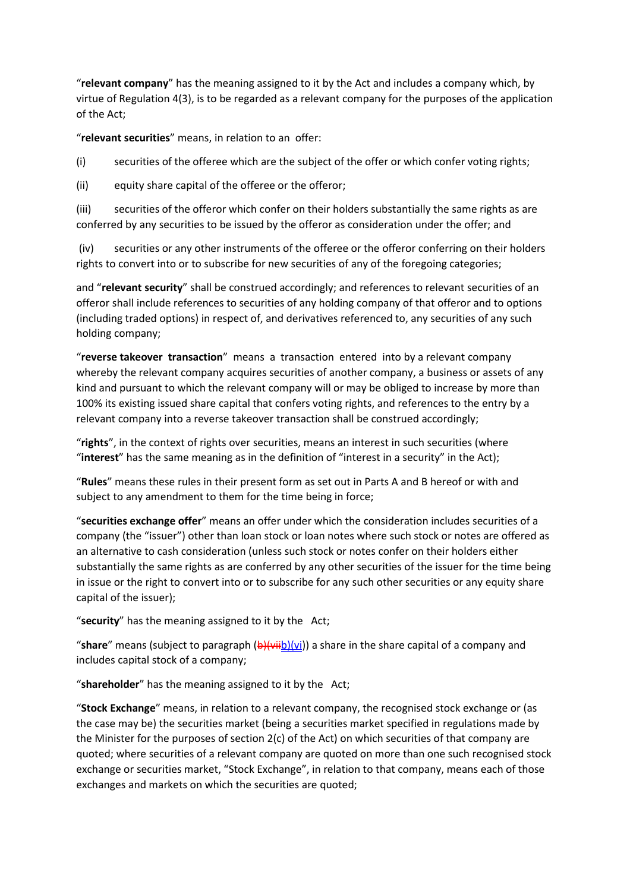"**relevant company**" has the meaning assigned to it by the Act and includes a company which, by virtue of Regulation 4(3), is to be regarded as a relevant company for the purposes of the application of the Act;

"**relevant securities**" means, in relation to an offer:

(i) securities of the offeree which are the subject of the offer or which confer voting rights;

(ii) equity share capital of the offeree or the offeror;

(iii) securities of the offeror which confer on their holders substantially the same rights as are conferred by any securities to be issued by the offeror as consideration under the offer; and

(iv) securities or any other instruments of the offeree or the offeror conferring on their holders rights to convert into or to subscribe for new securities of any of the foregoing categories;

and "**relevant security**" shall be construed accordingly; and references to relevant securities of an offeror shall include references to securities of any holding company of that offeror and to options (including traded options) in respect of, and derivatives referenced to, any securities of any such holding company;

"**reverse takeover transaction**" means a transaction entered into by a relevant company whereby the relevant company acquires securities of another company, a business or assets of any kind and pursuant to which the relevant company will or may be obliged to increase by more than 100% its existing issued share capital that confers voting rights, and references to the entry by a relevant company into a reverse takeover transaction shall be construed accordingly;

"**rights**", in the context of rights over securities, means an interest in such securities (where "**interest**" has the same meaning as in the definition of "interest in a security" in the Act);

"**Rules**" means these rules in their present form as set out in Parts A and B hereof or with and subject to any amendment to them for the time being in force;

"**securities exchange offer**" means an offer under which the consideration includes securities of a company (the "issuer") other than loan stock or loan notes where such stock or notes are offered as an alternative to cash consideration (unless such stock or notes confer on their holders either substantially the same rights as are conferred by any other securities of the issuer for the time being in issue or the right to convert into or to subscribe for any such other securities or any equity share capital of the issuer);

"**security**" has the meaning assigned to it by the Act;

"**share**" means (subject to paragraph (~~b)(vii~~b)(vi)) a share in the share capital of a company and includes capital stock of a company;

"**shareholder**" has the meaning assigned to it by the Act;

"**Stock Exchange**" means, in relation to a relevant company, the recognised stock exchange or (as the case may be) the securities market (being a securities market specified in regulations made by the Minister for the purposes of section 2(c) of the Act) on which securities of that company are quoted; where securities of a relevant company are quoted on more than one such recognised stock exchange or securities market, "Stock Exchange", in relation to that company, means each of those exchanges and markets on which the securities are quoted;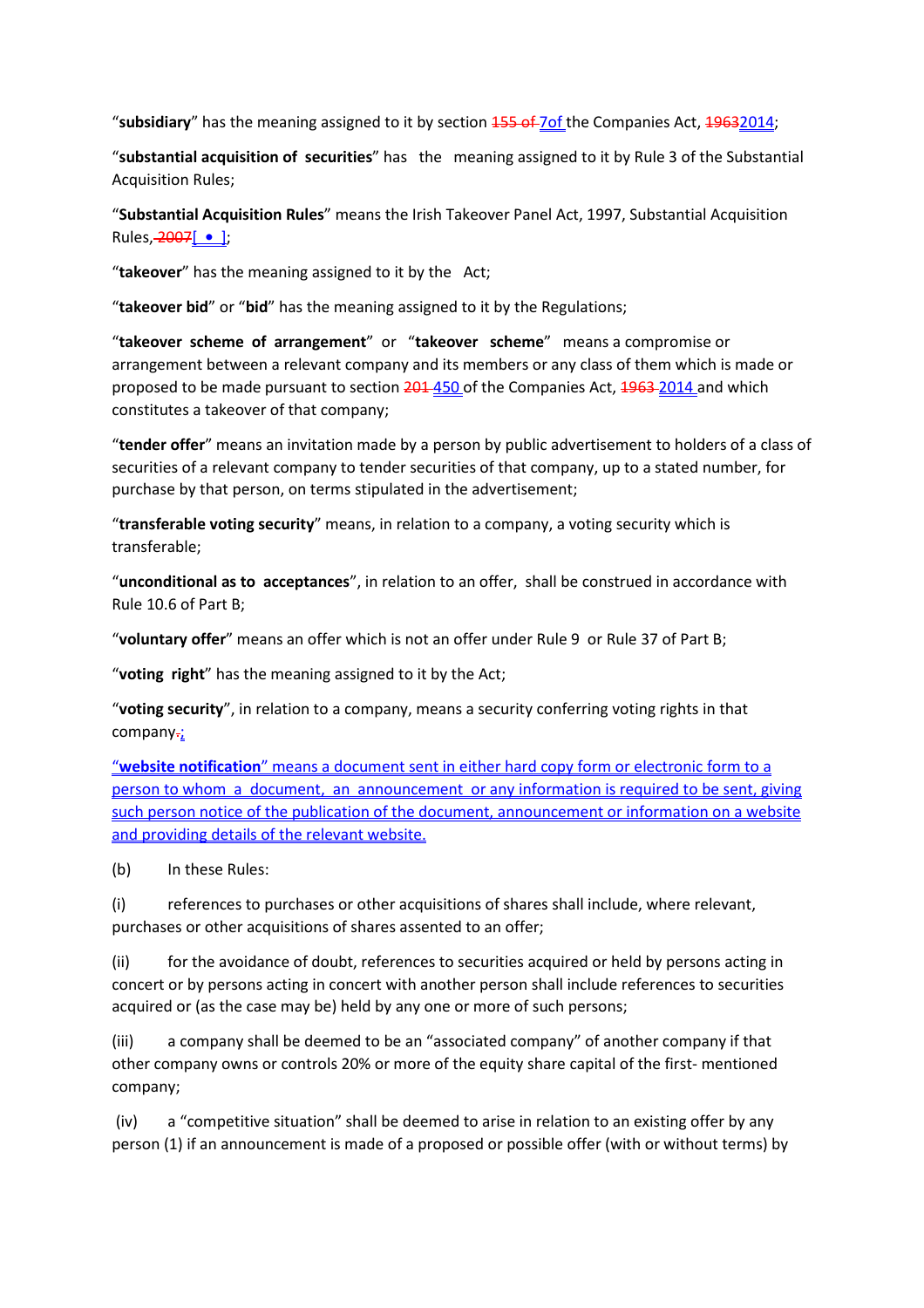"**subsidiary**" has the meaning assigned to it by section ~~155 of~~ 7of the Companies Act, ~~1963~~2014;

"**substantial acquisition of securities**" has the meaning assigned to it by Rule 3 of the Substantial Acquisition Rules;

"**Substantial Acquisition Rules**" means the Irish Takeover Panel Act, 1997, Substantial Acquisition Rules,~~ 2007~~[ • ];

"**takeover**" has the meaning assigned to it by the Act;

"**takeover bid**" or "**bid**" has the meaning assigned to it by the Regulations;

"**takeover scheme of arrangement**" or "**takeover scheme**" means a compromise or arrangement between a relevant company and its members or any class of them which is made or proposed to be made pursuant to section ~~201~~ 450 of the Companies Act, ~~1963~~ 2014 and which constitutes a takeover of that company;

"**tender offer**" means an invitation made by a person by public advertisement to holders of a class of securities of a relevant company to tender securities of that company, up to a stated number, for purchase by that person, on terms stipulated in the advertisement;

"**transferable voting security**" means, in relation to a company, a voting security which is transferable;

"**unconditional as to acceptances**", in relation to an offer, shall be construed in accordance with Rule 10.6 of Part B;

"**voluntary offer**" means an offer which is not an offer under Rule 9 or Rule 37 of Part B;

"**voting right**" has the meaning assigned to it by the Act;

"**voting security**", in relation to a company, means a security conferring voting rights in that company~~.~~;

"**website notification**" means a document sent in either hard copy form or electronic form to a person to whom a document, an announcement or any information is required to be sent, giving such person notice of the publication of the document, announcement or information on a website and providing details of the relevant website.

(b) In these Rules:

(i) references to purchases or other acquisitions of shares shall include, where relevant, purchases or other acquisitions of shares assented to an offer;

(ii) for the avoidance of doubt, references to securities acquired or held by persons acting in concert or by persons acting in concert with another person shall include references to securities acquired or (as the case may be) held by any one or more of such persons;

(iii) a company shall be deemed to be an "associated company" of another company if that other company owns or controls 20% or more of the equity share capital of the first- mentioned company;

(iv) a "competitive situation" shall be deemed to arise in relation to an existing offer by any person (1) if an announcement is made of a proposed or possible offer (with or without terms) by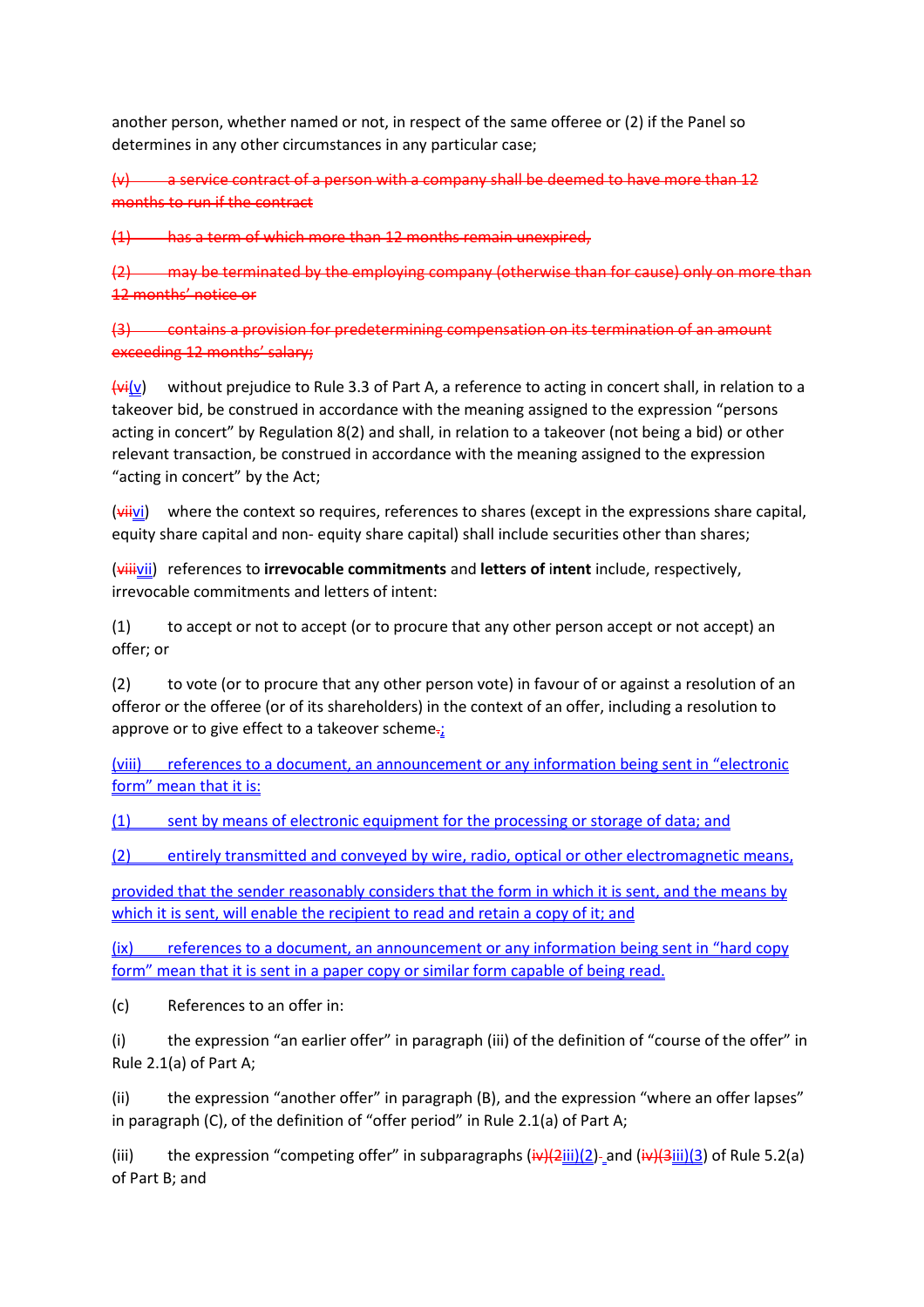another person, whether named or not, in respect of the same offeree or (2) if the Panel so determines in any other circumstances in any particular case;

~~(v) a service contract of a person with a company shall be deemed to have more than 12 months to run if the contract~~

~~(1) has a term of which more than 12 months remain unexpired,~~

~~(2) may be terminated by the employing company (otherwise than for cause) only on more than 12 months' notice or~~

~~(3) contains a provision for predetermining compensation on its termination of an amount exceeding 12 months' salary;~~

(~~vi~~v) without prejudice to Rule 3.3 of Part A, a reference to acting in concert shall, in relation to a takeover bid, be construed in accordance with the meaning assigned to the expression "persons acting in concert" by Regulation 8(2) and shall, in relation to a takeover (not being a bid) or other relevant transaction, be construed in accordance with the meaning assigned to the expression "acting in concert" by the Act;

(~~vii~~vi) where the context so requires, references to shares (except in the expressions share capital, equity share capital and non- equity share capital) shall include securities other than shares;

(~~viii~~vii) references to **irrevocable commitments** and **letters of** i**ntent** include, respectively, irrevocable commitments and letters of intent:

(1) to accept or not to accept (or to procure that any other person accept or not accept) an offer; or

(2) to vote (or to procure that any other person vote) in favour of or against a resolution of an offeror or the offeree (or of its shareholders) in the context of an offer, including a resolution to approve or to give effect to a takeover scheme~~.~~;

(viii) references to a document, an announcement or any information being sent in "electronic form" mean that it is:

(1) sent by means of electronic equipment for the processing or storage of data; and

(2) entirely transmitted and conveyed by wire, radio, optical or other electromagnetic means,

provided that the sender reasonably considers that the form in which it is sent, and the means by which it is sent, will enable the recipient to read and retain a copy of it; and

(ix) references to a document, an announcement or any information being sent in "hard copy form" mean that it is sent in a paper copy or similar form capable of being read.

(c) References to an offer in:

(i) the expression "an earlier offer" in paragraph (iii) of the definition of "course of the offer" in Rule 2.1(a) of Part A;

(ii) the expression "another offer" in paragraph (B), and the expression "where an offer lapses" in paragraph (C), of the definition of "offer period" in Rule 2.1(a) of Part A;

(iii) the expression "competing offer" in subparagraphs (~~iv)(2~~iii)(2) and (~~iv)(3~~iii)(3) of Rule 5.2(a) of Part B; and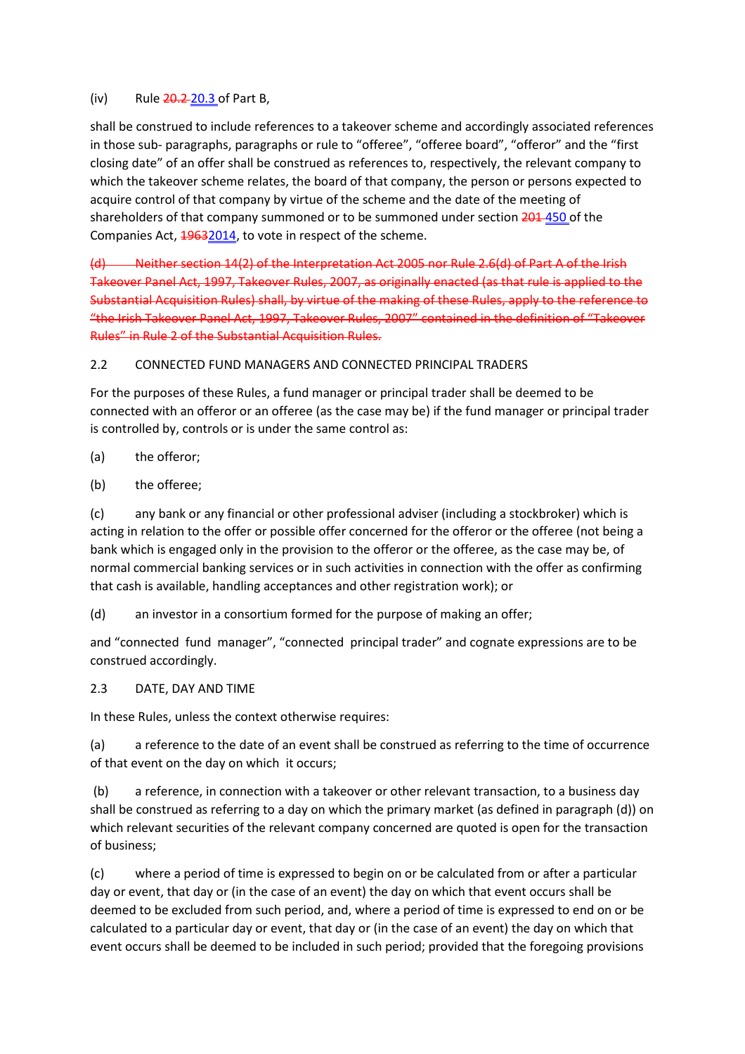(iv) Rule ~~20.2~~ 20.3 of Part B,

shall be construed to include references to a takeover scheme and accordingly associated references in those sub- paragraphs, paragraphs or rule to "offeree", "offeree board", "offeror" and the "first closing date" of an offer shall be construed as references to, respectively, the relevant company to which the takeover scheme relates, the board of that company, the person or persons expected to acquire control of that company by virtue of the scheme and the date of the meeting of shareholders of that company summoned or to be summoned under section ~~201~~ 450 of the Companies Act, ~~1963~~2014, to vote in respect of the scheme.

~~(d) Neither section 14(2) of the Interpretation Act 2005 nor Rule 2.6(d) of Part A of the Irish Takeover Panel Act, 1997, Takeover Rules, 2007, as originally enacted (as that rule is applied to the Substantial Acquisition Rules) shall, by virtue of the making of these Rules, apply to the reference to "the Irish Takeover Panel Act, 1997, Takeover Rules, 2007" contained in the definition of "Takeover Rules" in Rule 2 of the Substantial Acquisition Rules.~~

2.2 CONNECTED FUND MANAGERS AND CONNECTED PRINCIPAL TRADERS

For the purposes of these Rules, a fund manager or principal trader shall be deemed to be connected with an offeror or an offeree (as the case may be) if the fund manager or principal trader is controlled by, controls or is under the same control as:

(a) the offeror;

(b) the offeree;

(c) any bank or any financial or other professional adviser (including a stockbroker) which is acting in relation to the offer or possible offer concerned for the offeror or the offeree (not being a bank which is engaged only in the provision to the offeror or the offeree, as the case may be, of normal commercial banking services or in such activities in connection with the offer as confirming that cash is available, handling acceptances and other registration work); or

(d) an investor in a consortium formed for the purpose of making an offer;

and "connected fund manager", "connected principal trader" and cognate expressions are to be construed accordingly.

2.3 DATE, DAY AND TIME

In these Rules, unless the context otherwise requires:

(a) a reference to the date of an event shall be construed as referring to the time of occurrence of that event on the day on which it occurs;

(b) a reference, in connection with a takeover or other relevant transaction, to a business day shall be construed as referring to a day on which the primary market (as defined in paragraph (d)) on which relevant securities of the relevant company concerned are quoted is open for the transaction of business;

(c) where a period of time is expressed to begin on or be calculated from or after a particular day or event, that day or (in the case of an event) the day on which that event occurs shall be deemed to be excluded from such period, and, where a period of time is expressed to end on or be calculated to a particular day or event, that day or (in the case of an event) the day on which that event occurs shall be deemed to be included in such period; provided that the foregoing provisions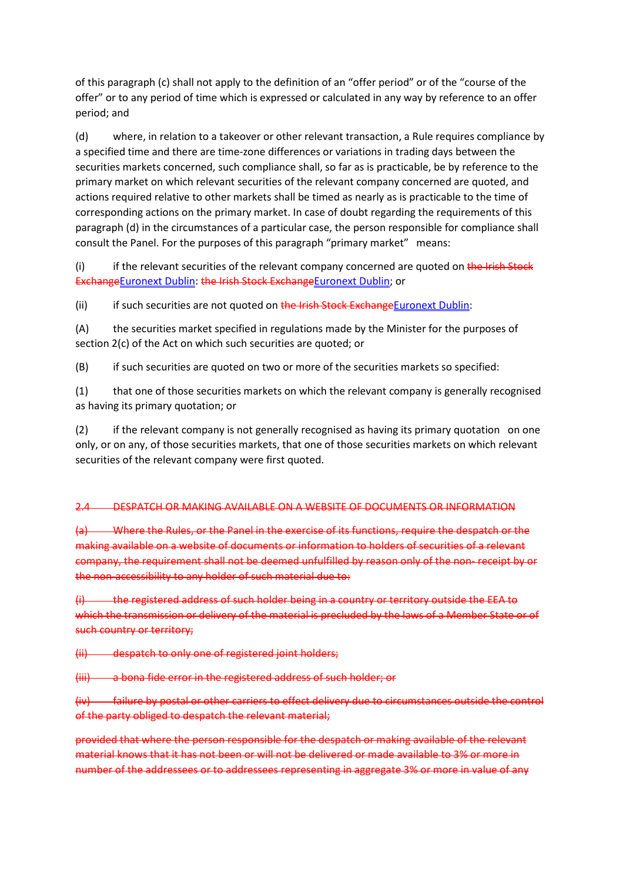of this paragraph (c) shall not apply to the definition of an "offer period" or of the "course of the offer" or to any period of time which is expressed or calculated in any way by reference to an offer period; and

(d) where, in relation to a takeover or other relevant transaction, a Rule requires compliance by a specified time and there are time-zone differences or variations in trading days between the securities markets concerned, such compliance shall, so far as is practicable, be by reference to the primary market on which relevant securities of the relevant company concerned are quoted, and actions required relative to other markets shall be timed as nearly as is practicable to the time of corresponding actions on the primary market. In case of doubt regarding the requirements of this paragraph (d) in the circumstances of a particular case, the person responsible for compliance shall consult the Panel. For the purposes of this paragraph "primary market" means:

(i) if the relevant securities of the relevant company concerned are quoted on ~~the Irish Stock Exchange~~Euronext Dublin: ~~the Irish Stock Exchange~~Euronext Dublin; or

(ii) if such securities are not quoted on ~~the Irish Stock Exchange~~Euronext Dublin:

(A) the securities market specified in regulations made by the Minister for the purposes of section 2(c) of the Act on which such securities are quoted; or

(B) if such securities are quoted on two or more of the securities markets so specified:

(1) that one of those securities markets on which the relevant company is generally recognised as having its primary quotation; or

(2) if the relevant company is not generally recognised as having its primary quotation on one only, or on any, of those securities markets, that one of those securities markets on which relevant securities of the relevant company were first quoted.

~~2.4 DESPATCH OR MAKING AVAILABLE ON A WEBSITE OF DOCUMENTS OR INFORMATION~~

~~(a) Where the Rules, or the Panel in the exercise of its functions, require the despatch or the making available on a website of documents or information to holders of securities of a relevant company, the requirement shall not be deemed unfulfilled by reason only of the non- receipt by or the non-accessibility to any holder of such material due to:~~

~~(i) the registered address of such holder being in a country or territory outside the EEA to which the transmission or delivery of the material is precluded by the laws of a Member State or of such country or territory;~~

~~(ii) despatch to only one of registered joint holders;~~

~~(iii) a bona fide error in the registered address of such holder; or~~

~~(iv) failure by postal or other carriers to effect delivery due to circumstances outside the control of the party obliged to despatch the relevant material;~~

~~provided that where the person responsible for the despatch or making available of the relevant material knows that it has not been or will not be delivered or made available to 3% or more in number of the addressees or to addressees representing in aggregate 3% or more in value of any~~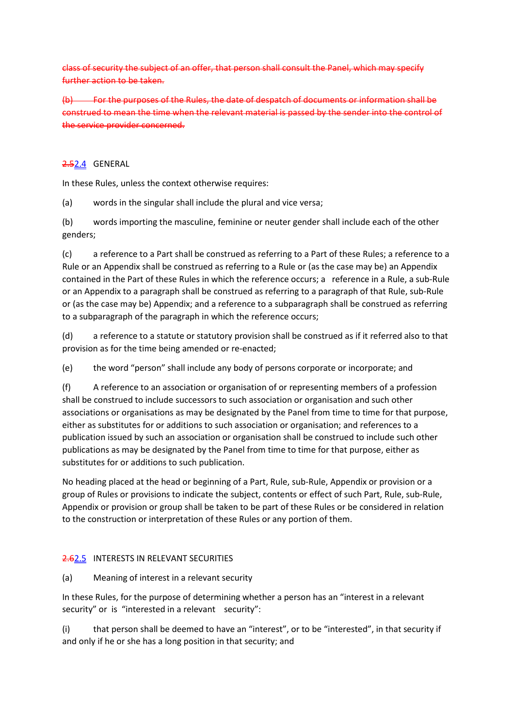~~class of security the subject of an offer, that person shall consult the Panel, which may specify further action to be taken.~~

~~(b) For the purposes of the Rules, the date of despatch of documents or information shall be construed to mean the time when the relevant material is passed by the sender into the control of the service provider concerned.~~

~~2.5~~2.4 GENERAL

In these Rules, unless the context otherwise requires:

(a) words in the singular shall include the plural and vice versa;

(b) words importing the masculine, feminine or neuter gender shall include each of the other genders;

(c) a reference to a Part shall be construed as referring to a Part of these Rules; a reference to a Rule or an Appendix shall be construed as referring to a Rule or (as the case may be) an Appendix contained in the Part of these Rules in which the reference occurs; a reference in a Rule, a sub-Rule or an Appendix to a paragraph shall be construed as referring to a paragraph of that Rule, sub-Rule or (as the case may be) Appendix; and a reference to a subparagraph shall be construed as referring to a subparagraph of the paragraph in which the reference occurs;

(d) a reference to a statute or statutory provision shall be construed as if it referred also to that provision as for the time being amended or re-enacted;

(e) the word "person" shall include any body of persons corporate or incorporate; and

(f) A reference to an association or organisation of or representing members of a profession shall be construed to include successors to such association or organisation and such other associations or organisations as may be designated by the Panel from time to time for that purpose, either as substitutes for or additions to such association or organisation; and references to a publication issued by such an association or organisation shall be construed to include such other publications as may be designated by the Panel from time to time for that purpose, either as substitutes for or additions to such publication.

No heading placed at the head or beginning of a Part, Rule, sub-Rule, Appendix or provision or a group of Rules or provisions to indicate the subject, contents or effect of such Part, Rule, sub-Rule, Appendix or provision or group shall be taken to be part of these Rules or be considered in relation to the construction or interpretation of these Rules or any portion of them.

~~2.6~~2.5 INTERESTS IN RELEVANT SECURITIES

(a) Meaning of interest in a relevant security

In these Rules, for the purpose of determining whether a person has an "interest in a relevant security" or is "interested in a relevant security":

(i) that person shall be deemed to have an "interest", or to be "interested", in that security if and only if he or she has a long position in that security; and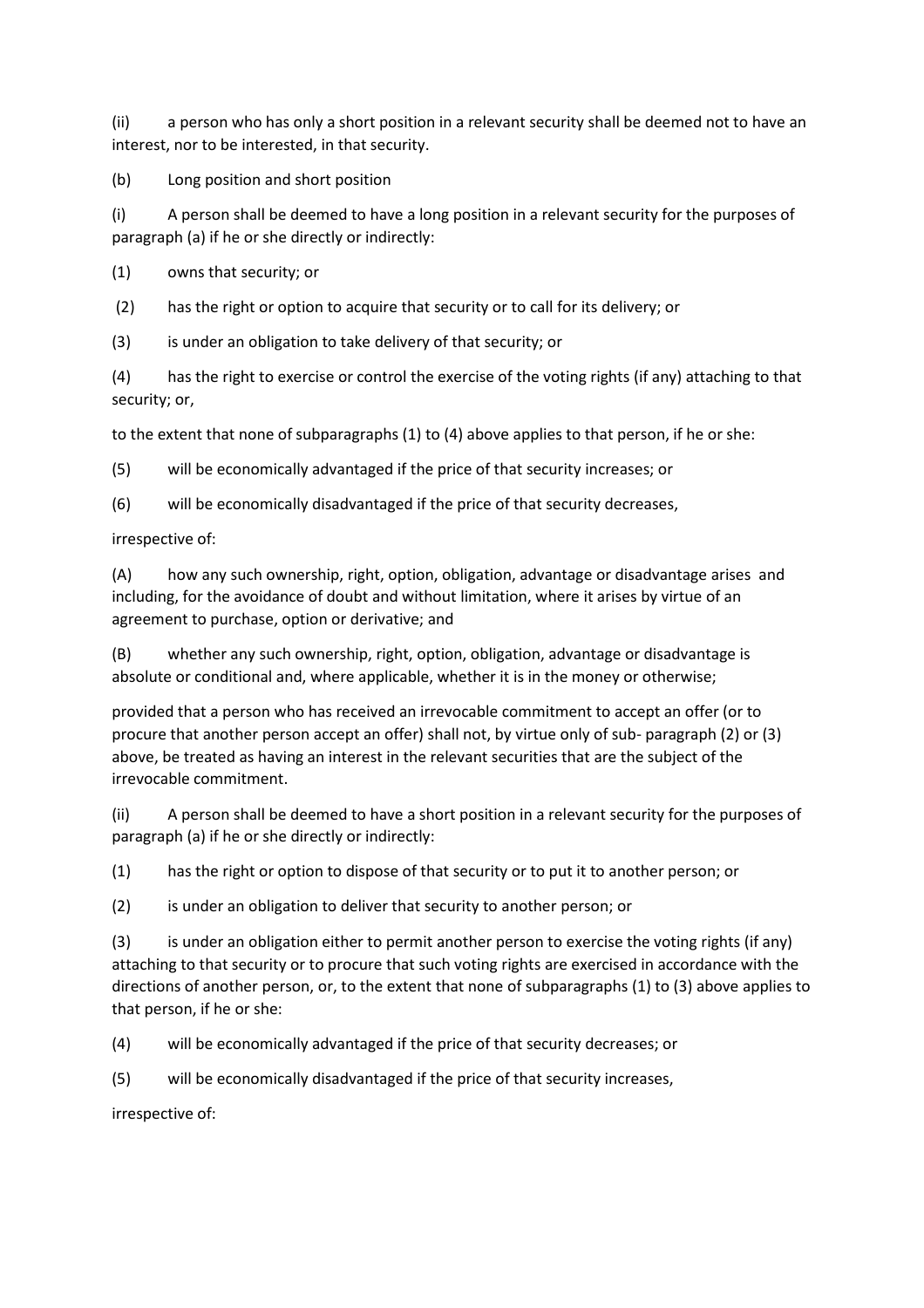(ii) a person who has only a short position in a relevant security shall be deemed not to have an interest, nor to be interested, in that security.

(b) Long position and short position

(i) A person shall be deemed to have a long position in a relevant security for the purposes of paragraph (a) if he or she directly or indirectly:

(1) owns that security; or

(2) has the right or option to acquire that security or to call for its delivery; or

(3) is under an obligation to take delivery of that security; or

(4) has the right to exercise or control the exercise of the voting rights (if any) attaching to that security; or,

to the extent that none of subparagraphs (1) to (4) above applies to that person, if he or she:

(5) will be economically advantaged if the price of that security increases; or

(6) will be economically disadvantaged if the price of that security decreases,

irrespective of:

(A) how any such ownership, right, option, obligation, advantage or disadvantage arises and including, for the avoidance of doubt and without limitation, where it arises by virtue of an agreement to purchase, option or derivative; and

(B) whether any such ownership, right, option, obligation, advantage or disadvantage is absolute or conditional and, where applicable, whether it is in the money or otherwise;

provided that a person who has received an irrevocable commitment to accept an offer (or to procure that another person accept an offer) shall not, by virtue only of sub- paragraph (2) or (3) above, be treated as having an interest in the relevant securities that are the subject of the irrevocable commitment.

(ii) A person shall be deemed to have a short position in a relevant security for the purposes of paragraph (a) if he or she directly or indirectly:

(1) has the right or option to dispose of that security or to put it to another person; or

(2) is under an obligation to deliver that security to another person; or

(3) is under an obligation either to permit another person to exercise the voting rights (if any) attaching to that security or to procure that such voting rights are exercised in accordance with the directions of another person, or, to the extent that none of subparagraphs (1) to (3) above applies to that person, if he or she:

(4) will be economically advantaged if the price of that security decreases; or

(5) will be economically disadvantaged if the price of that security increases,

irrespective of: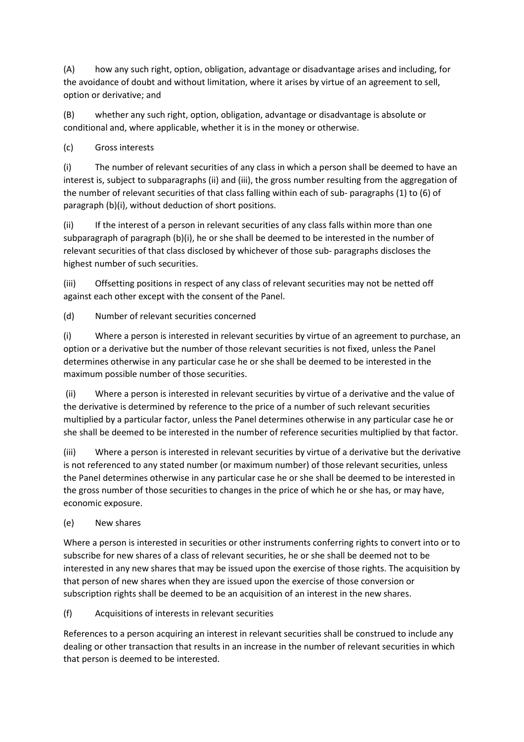(A) how any such right, option, obligation, advantage or disadvantage arises and including, for the avoidance of doubt and without limitation, where it arises by virtue of an agreement to sell, option or derivative; and

(B) whether any such right, option, obligation, advantage or disadvantage is absolute or conditional and, where applicable, whether it is in the money or otherwise.

(c) Gross interests

(i) The number of relevant securities of any class in which a person shall be deemed to have an interest is, subject to subparagraphs (ii) and (iii), the gross number resulting from the aggregation of the number of relevant securities of that class falling within each of sub- paragraphs (1) to (6) of paragraph (b)(i), without deduction of short positions.

(ii) If the interest of a person in relevant securities of any class falls within more than one subparagraph of paragraph (b)(i), he or she shall be deemed to be interested in the number of relevant securities of that class disclosed by whichever of those sub- paragraphs discloses the highest number of such securities.

(iii) Offsetting positions in respect of any class of relevant securities may not be netted off against each other except with the consent of the Panel.

(d) Number of relevant securities concerned

(i) Where a person is interested in relevant securities by virtue of an agreement to purchase, an option or a derivative but the number of those relevant securities is not fixed, unless the Panel determines otherwise in any particular case he or she shall be deemed to be interested in the maximum possible number of those securities.

(ii) Where a person is interested in relevant securities by virtue of a derivative and the value of the derivative is determined by reference to the price of a number of such relevant securities multiplied by a particular factor, unless the Panel determines otherwise in any particular case he or she shall be deemed to be interested in the number of reference securities multiplied by that factor.

(iii) Where a person is interested in relevant securities by virtue of a derivative but the derivative is not referenced to any stated number (or maximum number) of those relevant securities, unless the Panel determines otherwise in any particular case he or she shall be deemed to be interested in the gross number of those securities to changes in the price of which he or she has, or may have, economic exposure.

(e) New shares

Where a person is interested in securities or other instruments conferring rights to convert into or to subscribe for new shares of a class of relevant securities, he or she shall be deemed not to be interested in any new shares that may be issued upon the exercise of those rights. The acquisition by that person of new shares when they are issued upon the exercise of those conversion or subscription rights shall be deemed to be an acquisition of an interest in the new shares.

(f) Acquisitions of interests in relevant securities

References to a person acquiring an interest in relevant securities shall be construed to include any dealing or other transaction that results in an increase in the number of relevant securities in which that person is deemed to be interested.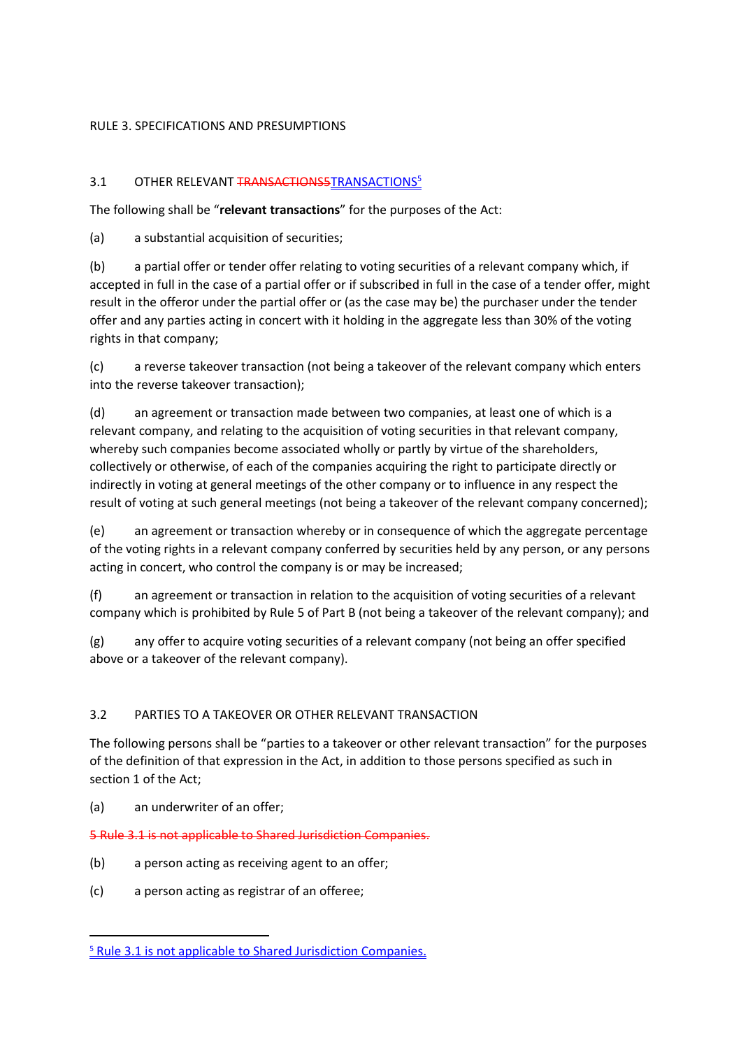RULE 3. SPECIFICATIONS AND PRESUMPTIONS

3.1 OTHER RELEVANT ~~TRANSACTIONS5~~TRANSACTIONS[5]

The following shall be "**relevant transactions**" for the purposes of the Act:

(a) a substantial acquisition of securities;

(b) a partial offer or tender offer relating to voting securities of a relevant company which, if accepted in full in the case of a partial offer or if subscribed in full in the case of a tender offer, might result in the offeror under the partial offer or (as the case may be) the purchaser under the tender offer and any parties acting in concert with it holding in the aggregate less than 30% of the voting rights in that company;

(c) a reverse takeover transaction (not being a takeover of the relevant company which enters into the reverse takeover transaction);

(d) an agreement or transaction made between two companies, at least one of which is a relevant company, and relating to the acquisition of voting securities in that relevant company, whereby such companies become associated wholly or partly by virtue of the shareholders, collectively or otherwise, of each of the companies acquiring the right to participate directly or indirectly in voting at general meetings of the other company or to influence in any respect the result of voting at such general meetings (not being a takeover of the relevant company concerned);

(e) an agreement or transaction whereby or in consequence of which the aggregate percentage of the voting rights in a relevant company conferred by securities held by any person, or any persons acting in concert, who control the company is or may be increased;

(f) an agreement or transaction in relation to the acquisition of voting securities of a relevant company which is prohibited by Rule 5 of Part B (not being a takeover of the relevant company); and

(g) any offer to acquire voting securities of a relevant company (not being an offer specified above or a takeover of the relevant company).

3.2 PARTIES TO A TAKEOVER OR OTHER RELEVANT TRANSACTION

The following persons shall be "parties to a takeover or other relevant transaction" for the purposes of the definition of that expression in the Act, in addition to those persons specified as such in section 1 of the Act;

(a) an underwriter of an offer;

~~5 Rule 3.1 is not applicable to Shared Jurisdiction Companies.~~

(b) a person acting as receiving agent to an offer;

(c) a person acting as registrar of an offeree;

---

[5] Rule 3.1 is not applicable to Shared Jurisdiction Companies.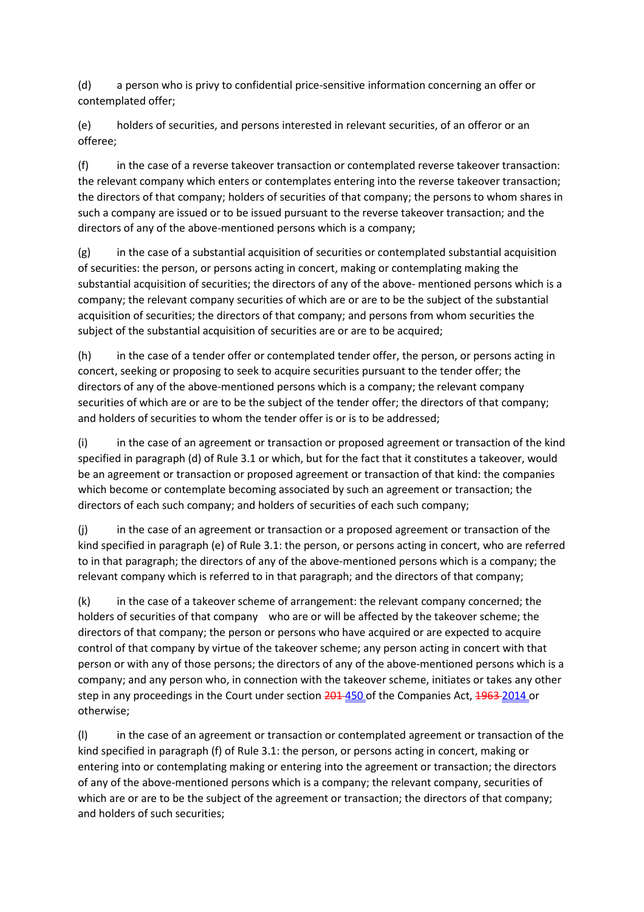(d) a person who is privy to confidential price-sensitive information concerning an offer or contemplated offer;

(e) holders of securities, and persons interested in relevant securities, of an offeror or an offeree;

(f) in the case of a reverse takeover transaction or contemplated reverse takeover transaction: the relevant company which enters or contemplates entering into the reverse takeover transaction; the directors of that company; holders of securities of that company; the persons to whom shares in such a company are issued or to be issued pursuant to the reverse takeover transaction; and the directors of any of the above-mentioned persons which is a company;

(g) in the case of a substantial acquisition of securities or contemplated substantial acquisition of securities: the person, or persons acting in concert, making or contemplating making the substantial acquisition of securities; the directors of any of the above- mentioned persons which is a company; the relevant company securities of which are or are to be the subject of the substantial acquisition of securities; the directors of that company; and persons from whom securities the subject of the substantial acquisition of securities are or are to be acquired;

(h) in the case of a tender offer or contemplated tender offer, the person, or persons acting in concert, seeking or proposing to seek to acquire securities pursuant to the tender offer; the directors of any of the above-mentioned persons which is a company; the relevant company securities of which are or are to be the subject of the tender offer; the directors of that company; and holders of securities to whom the tender offer is or is to be addressed;

(i) in the case of an agreement or transaction or proposed agreement or transaction of the kind specified in paragraph (d) of Rule 3.1 or which, but for the fact that it constitutes a takeover, would be an agreement or transaction or proposed agreement or transaction of that kind: the companies which become or contemplate becoming associated by such an agreement or transaction; the directors of each such company; and holders of securities of each such company;

(j) in the case of an agreement or transaction or a proposed agreement or transaction of the kind specified in paragraph (e) of Rule 3.1: the person, or persons acting in concert, who are referred to in that paragraph; the directors of any of the above-mentioned persons which is a company; the relevant company which is referred to in that paragraph; and the directors of that company;

(k) in the case of a takeover scheme of arrangement: the relevant company concerned; the holders of securities of that company who are or will be affected by the takeover scheme; the directors of that company; the person or persons who have acquired or are expected to acquire control of that company by virtue of the takeover scheme; any person acting in concert with that person or with any of those persons; the directors of any of the above-mentioned persons which is a company; and any person who, in connection with the takeover scheme, initiates or takes any other step in any proceedings in the Court under section ~~201~~ 450 of the Companies Act, ~~1963~~ 2014 or otherwise;

(l) in the case of an agreement or transaction or contemplated agreement or transaction of the kind specified in paragraph (f) of Rule 3.1: the person, or persons acting in concert, making or entering into or contemplating making or entering into the agreement or transaction; the directors of any of the above-mentioned persons which is a company; the relevant company, securities of which are or are to be the subject of the agreement or transaction; the directors of that company; and holders of such securities;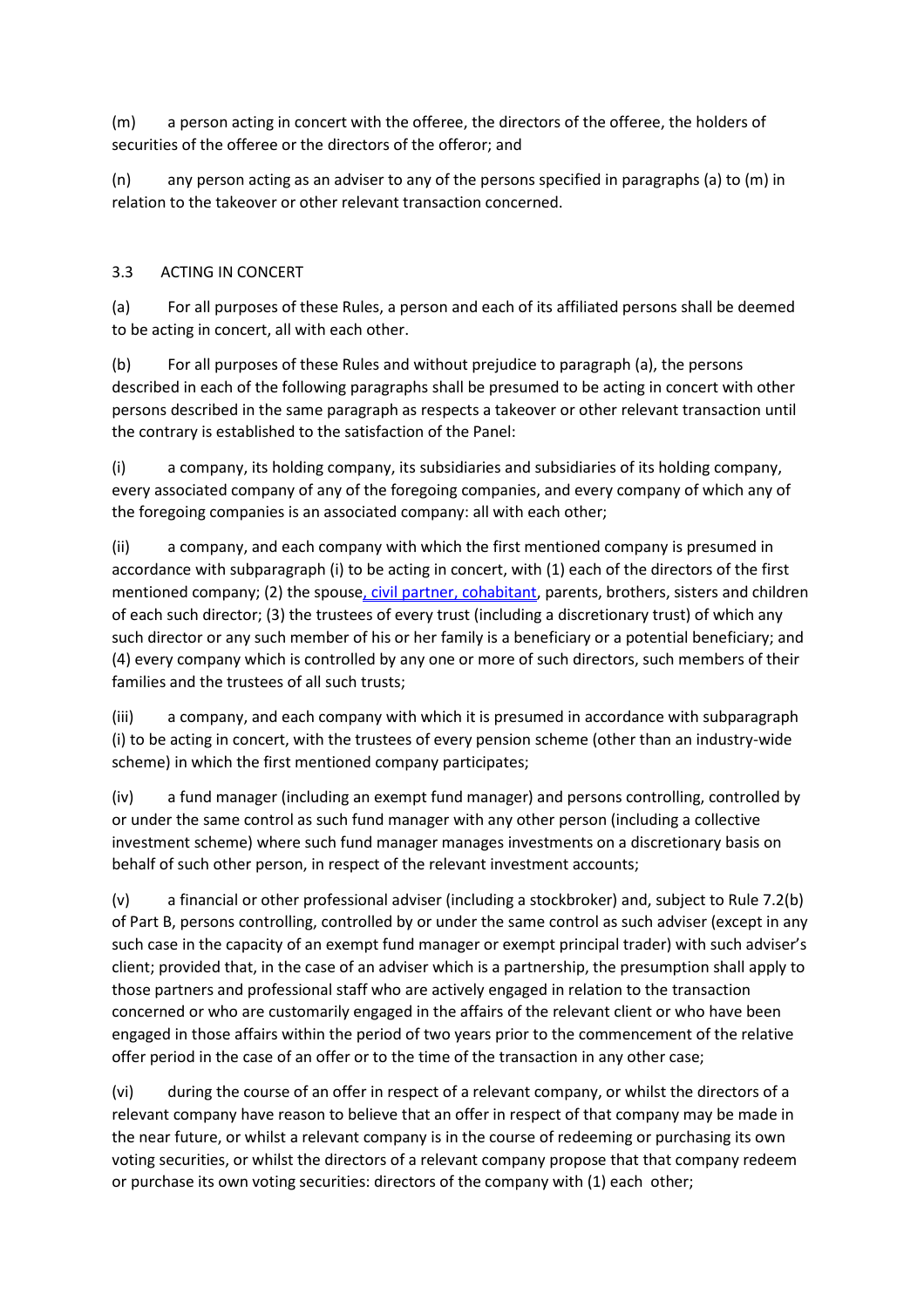(m) a person acting in concert with the offeree, the directors of the offeree, the holders of securities of the offeree or the directors of the offeror; and

(n) any person acting as an adviser to any of the persons specified in paragraphs (a) to (m) in relation to the takeover or other relevant transaction concerned.

## 3.3 ACTING IN CONCERT

(a) For all purposes of these Rules, a person and each of its affiliated persons shall be deemed to be acting in concert, all with each other.

(b) For all purposes of these Rules and without prejudice to paragraph (a), the persons described in each of the following paragraphs shall be presumed to be acting in concert with other persons described in the same paragraph as respects a takeover or other relevant transaction until the contrary is established to the satisfaction of the Panel:

(i) a company, its holding company, its subsidiaries and subsidiaries of its holding company, every associated company of any of the foregoing companies, and every company of which any of the foregoing companies is an associated company: all with each other;

(ii) a company, and each company with which the first mentioned company is presumed in accordance with subparagraph (i) to be acting in concert, with (1) each of the directors of the first mentioned company; (2) the spouse, civil partner, cohabitant, parents, brothers, sisters and children of each such director; (3) the trustees of every trust (including a discretionary trust) of which any such director or any such member of his or her family is a beneficiary or a potential beneficiary; and (4) every company which is controlled by any one or more of such directors, such members of their families and the trustees of all such trusts;

(iii) a company, and each company with which it is presumed in accordance with subparagraph (i) to be acting in concert, with the trustees of every pension scheme (other than an industry-wide scheme) in which the first mentioned company participates;

(iv) a fund manager (including an exempt fund manager) and persons controlling, controlled by or under the same control as such fund manager with any other person (including a collective investment scheme) where such fund manager manages investments on a discretionary basis on behalf of such other person, in respect of the relevant investment accounts;

(v) a financial or other professional adviser (including a stockbroker) and, subject to Rule 7.2(b) of Part B, persons controlling, controlled by or under the same control as such adviser (except in any such case in the capacity of an exempt fund manager or exempt principal trader) with such adviser's client; provided that, in the case of an adviser which is a partnership, the presumption shall apply to those partners and professional staff who are actively engaged in relation to the transaction concerned or who are customarily engaged in the affairs of the relevant client or who have been engaged in those affairs within the period of two years prior to the commencement of the relative offer period in the case of an offer or to the time of the transaction in any other case;

(vi) during the course of an offer in respect of a relevant company, or whilst the directors of a relevant company have reason to believe that an offer in respect of that company may be made in the near future, or whilst a relevant company is in the course of redeeming or purchasing its own voting securities, or whilst the directors of a relevant company propose that that company redeem or purchase its own voting securities: directors of the company with (1) each other;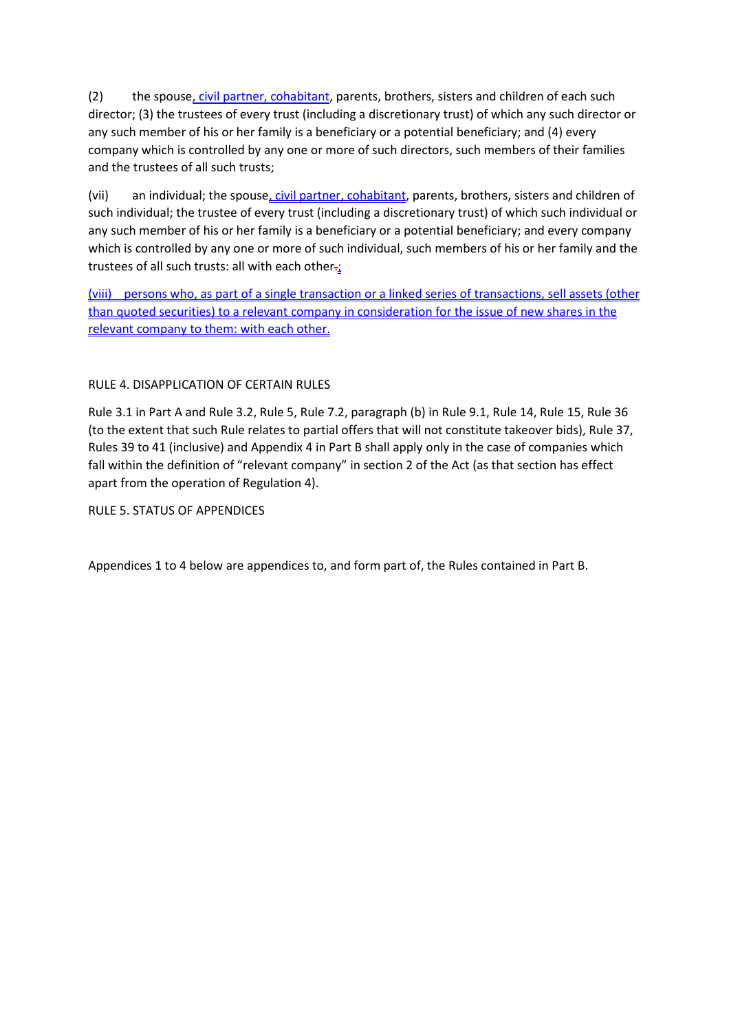(2) the spouse, civil partner, cohabitant, parents, brothers, sisters and children of each such director; (3) the trustees of every trust (including a discretionary trust) of which any such director or any such member of his or her family is a beneficiary or a potential beneficiary; and (4) every company which is controlled by any one or more of such directors, such members of their families and the trustees of all such trusts;

(vii) an individual; the spouse, civil partner, cohabitant, parents, brothers, sisters and children of such individual; the trustee of every trust (including a discretionary trust) of which such individual or any such member of his or her family is a beneficiary or a potential beneficiary; and every company which is controlled by any one or more of such individual, such members of his or her family and the trustees of all such trusts: all with each other.;

(viii) persons who, as part of a single transaction or a linked series of transactions, sell assets (other than quoted securities) to a relevant company in consideration for the issue of new shares in the relevant company to them: with each other.

RULE 4. DISAPPLICATION OF CERTAIN RULES

Rule 3.1 in Part A and Rule 3.2, Rule 5, Rule 7.2, paragraph (b) in Rule 9.1, Rule 14, Rule 15, Rule 36 (to the extent that such Rule relates to partial offers that will not constitute takeover bids), Rule 37, Rules 39 to 41 (inclusive) and Appendix 4 in Part B shall apply only in the case of companies which fall within the definition of "relevant company" in section 2 of the Act (as that section has effect apart from the operation of Regulation 4).

RULE 5. STATUS OF APPENDICES

Appendices 1 to 4 below are appendices to, and form part of, the Rules contained in Part B.